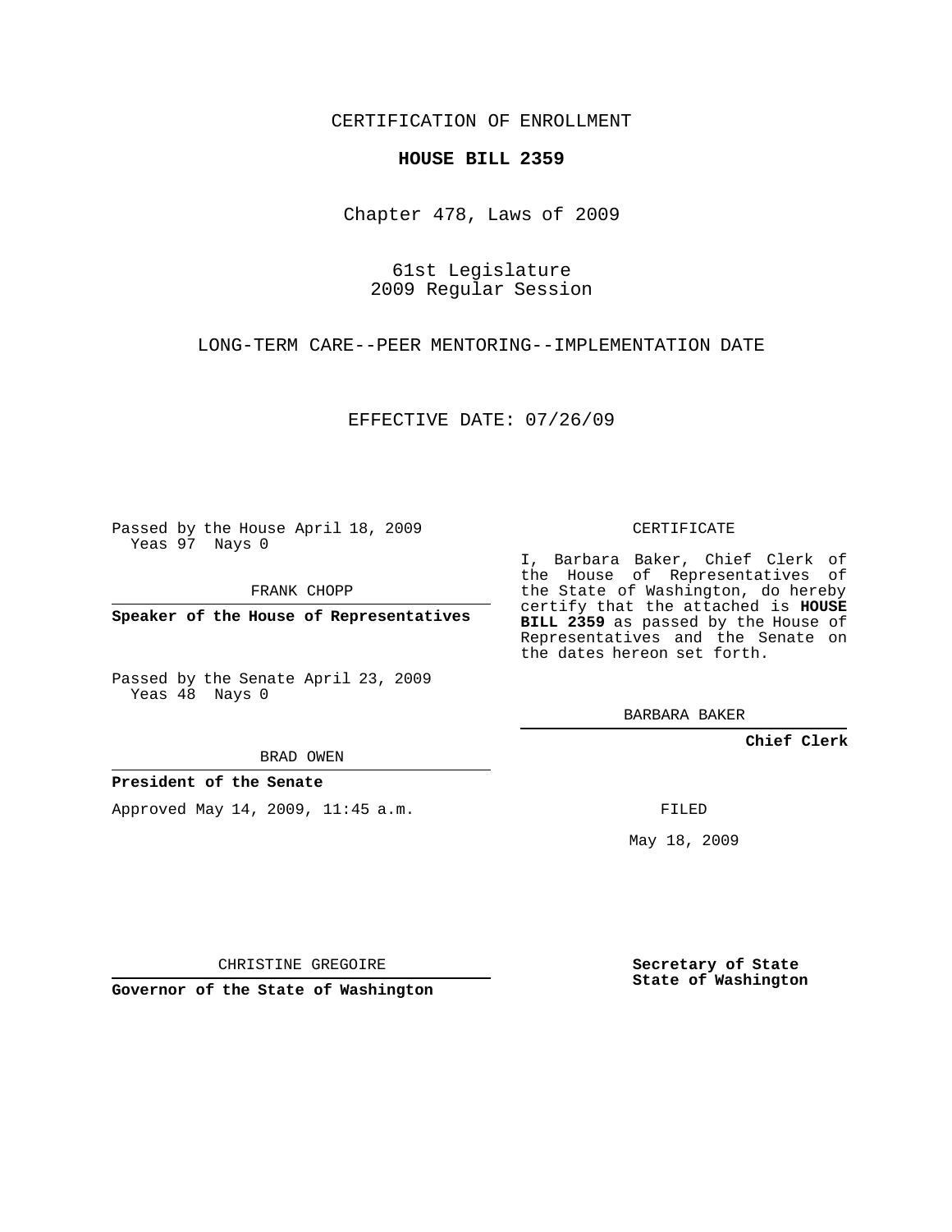CERTIFICATION OF ENROLLMENT

**HOUSE BILL 2359**

Chapter 478, Laws of 2009

61st Legislature
2009 Regular Session

LONG-TERM CARE--PEER MENTORING--IMPLEMENTATION DATE

EFFECTIVE DATE: 07/26/09

Passed by the House April 18, 2009
Yeas 97 Nays 0

FRANK CHOPP

**Speaker of the House of Representatives**

Passed by the Senate April 23, 2009
Yeas 48 Nays 0

BRAD OWEN

**President of the Senate**

Approved May 14, 2009, 11:45 a.m.

CHRISTINE GREGOIRE

**Governor of the State of Washington**

CERTIFICATE

I, Barbara Baker, Chief Clerk of the House of Representatives of the State of Washington, do hereby certify that the attached is **HOUSE BILL 2359** as passed by the House of Representatives and the Senate on the dates hereon set forth.

BARBARA BAKER

**Chief Clerk**

FILED

May 18, 2009

**Secretary of State**
**State of Washington**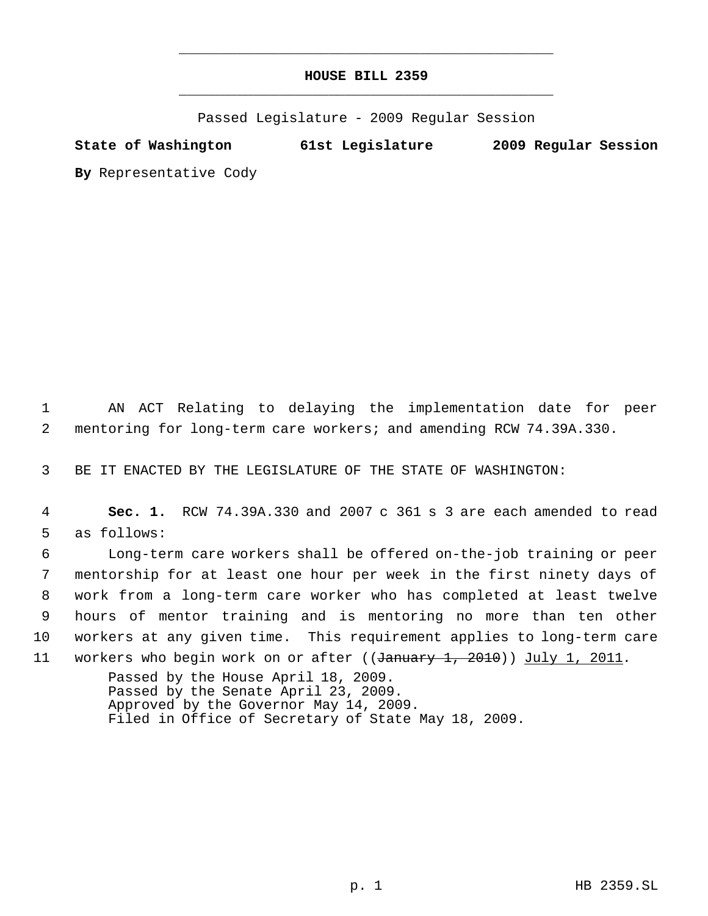# HOUSE BILL 2359

Passed Legislature - 2009 Regular Session

**State of Washington 61st Legislature 2009 Regular Session**

**By** Representative Cody

AN ACT Relating to delaying the implementation date for peer mentoring for long-term care workers; and amending RCW 74.39A.330.

BE IT ENACTED BY THE LEGISLATURE OF THE STATE OF WASHINGTON:

**Sec. 1.** RCW 74.39A.330 and 2007 c 361 s 3 are each amended to read as follows:

Long-term care workers shall be offered on-the-job training or peer mentorship for at least one hour per week in the first ninety days of work from a long-term care worker who has completed at least twelve hours of mentor training and is mentoring no more than ten other workers at any given time. This requirement applies to long-term care workers who begin work on or after ((~~January 1, 2010~~)) <u>July 1, 2011</u>.

Passed by the House April 18, 2009.
Passed by the Senate April 23, 2009.
Approved by the Governor May 14, 2009.
Filed in Office of Secretary of State May 18, 2009.